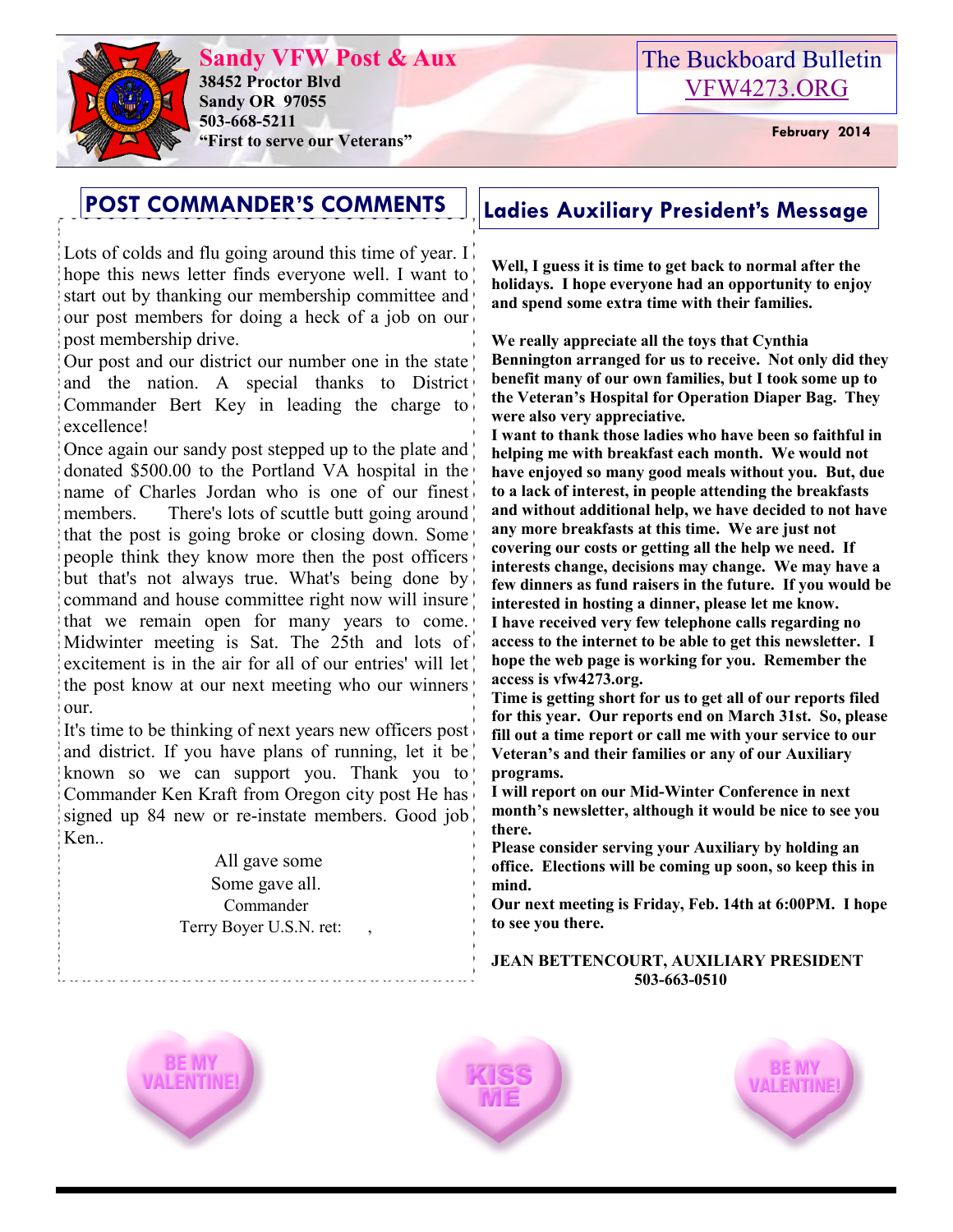# Sandy VFW Post & Aux

**38452 Proctor Blvd**
**Sandy OR 97055**
**503-668-5211**
**"First to serve our Veterans"**

The Buckboard Bulletin
VFW4273.ORG

**February 2014**

## POST COMMANDER'S COMMENTS

Lots of colds and flu going around this time of year. I hope this news letter finds everyone well. I want to start out by thanking our membership committee and our post members for doing a heck of a job on our post membership drive.

Our post and our district our number one in the state and the nation. A special thanks to District Commander Bert Key in leading the charge to excellence!

Once again our sandy post stepped up to the plate and donated $500.00 to the Portland VA hospital in the name of Charles Jordan who is one of our finest members. There's lots of scuttle butt going around that the post is going broke or closing down. Some people think they know more then the post officers but that's not always true. What's being done by command and house committee right now will insure that we remain open for many years to come. Midwinter meeting is Sat. The 25th and lots of excitement is in the air for all of our entries' will let the post know at our next meeting who our winners our.

It's time to be thinking of next years new officers post and district. If you have plans of running, let it be known so we can support you. Thank you to Commander Ken Kraft from Oregon city post He has signed up 84 new or re-instate members. Good job Ken..

All gave some
Some gave all.
Commander
Terry Boyer U.S.N. ret: ,

## Ladies Auxiliary President's Message

**Well, I guess it is time to get back to normal after the holidays. I hope everyone had an opportunity to enjoy and spend some extra time with their families.**

**We really appreciate all the toys that Cynthia Bennington arranged for us to receive. Not only did they benefit many of our own families, but I took some up to the Veteran's Hospital for Operation Diaper Bag. They were also very appreciative.**

**I want to thank those ladies who have been so faithful in helping me with breakfast each month. We would not have enjoyed so many good meals without you. But, due to a lack of interest, in people attending the breakfasts and without additional help, we have decided to not have any more breakfasts at this time. We are just not covering our costs or getting all the help we need. If interests change, decisions may change. We may have a few dinners as fund raisers in the future. If you would be interested in hosting a dinner, please let me know.**

**I have received very few telephone calls regarding no access to the internet to be able to get this newsletter. I hope the web page is working for you. Remember the access is vfw4273.org.**

**Time is getting short for us to get all of our reports filed for this year. Our reports end on March 31st. So, please fill out a time report or call me with your service to our Veteran's and their families or any of our Auxiliary programs.**

**I will report on our Mid-Winter Conference in next month's newsletter, although it would be nice to see you there.**

**Please consider serving your Auxiliary by holding an office. Elections will be coming up soon, so keep this in mind.**

**Our next meeting is Friday, Feb. 14th at 6:00PM. I hope to see you there.**

**JEAN BETTENCOURT, AUXILIARY PRESIDENT**
**503-663-0510**

BE MY VALENTINE!

KISS ME

BE MY VALENTINE!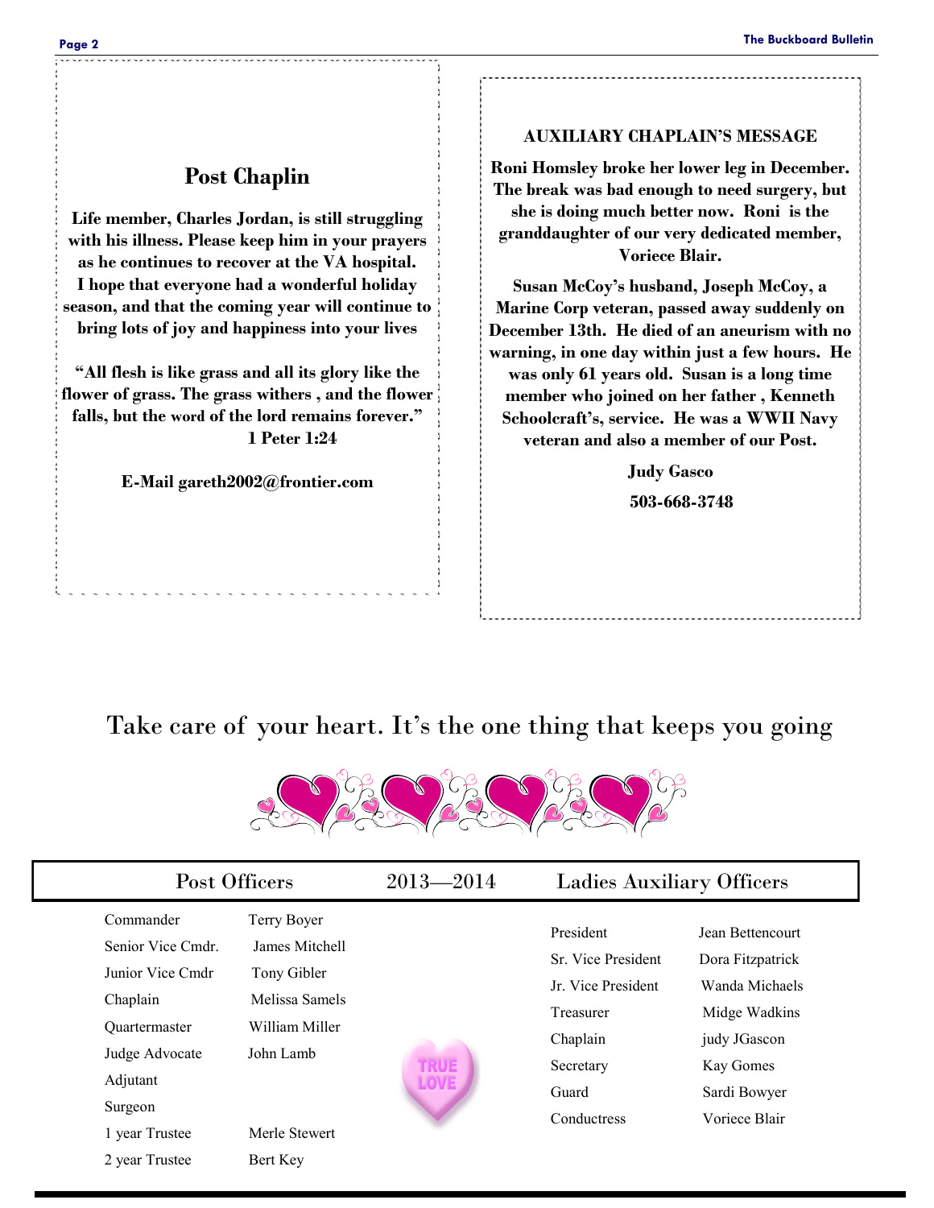## Post Chaplin

**Life member, Charles Jordan, is still struggling with his illness. Please keep him in your prayers as he continues to recover at the VA hospital. I hope that everyone had a wonderful holiday season, and that the coming year will continue to bring lots of joy and happiness into your lives**

**"All flesh is like grass and all its glory like the flower of grass. The grass withers , and the flower falls, but the word of the lord remains forever."**
**1 Peter 1:24**

**E-Mail gareth2002@frontier.com**

## AUXILIARY CHAPLAIN'S MESSAGE

**Roni Homsley broke her lower leg in December. The break was bad enough to need surgery, but she is doing much better now. Roni is the granddaughter of our very dedicated member, Voriece Blair.**

**Susan McCoy's husband, Joseph McCoy, a Marine Corp veteran, passed away suddenly on December 13th. He died of an aneurism with no warning, in one day within just a few hours. He was only 61 years old. Susan is a long time member who joined on her father , Kenneth Schoolcraft's, service. He was a WWII Navy veteran and also a member of our Post.**

**Judy Gasco**

**503-668-3748**

Take care of your heart. It's the one thing that keeps you going

| Post Officers | | 2013—2014 | Ladies Auxiliary Officers | |
|---|---|---|---|---|
| Commander | Terry Boyer | | President | Jean Bettencourt |
| Senior Vice Cmdr. | James Mitchell | | Sr. Vice President | Dora Fitzpatrick |
| Junior Vice Cmdr | Tony Gibler | | Jr. Vice President | Wanda Michaels |
| Chaplain | Melissa Samels | | Treasurer | Midge Wadkins |
| Quartermaster | William Miller | | Chaplain | judy JGascon |
| Judge Advocate | John Lamb | | Secretary | Kay Gomes |
| Adjutant | | | Guard | Sardi Bowyer |
| Surgeon | | | Conductress | Voriece Blair |
| 1 year Trustee | Merle Stewert | | | |
| 2 year Trustee | Bert Key | | | |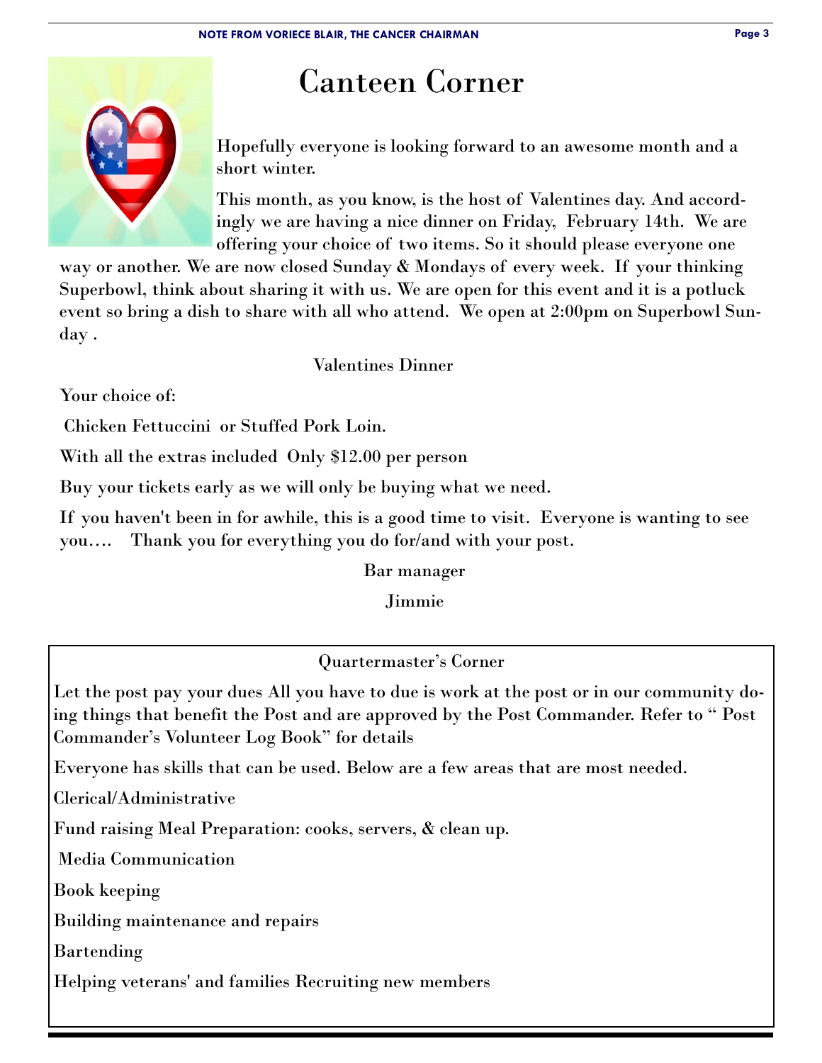# Canteen Corner

Hopefully everyone is looking forward to an awesome month and a short winter.

This month, as you know, is the host of Valentines day. And accordingly we are having a nice dinner on Friday, February 14th. We are offering your choice of two items. So it should please everyone one way or another. We are now closed Sunday & Mondays of every week. If your thinking Superbowl, think about sharing it with us. We are open for this event and it is a potluck event so bring a dish to share with all who attend. We open at 2:00pm on Superbowl Sunday .

Valentines Dinner

Your choice of:

Chicken Fettuccini or Stuffed Pork Loin.

With all the extras included Only $12.00 per person

Buy your tickets early as we will only be buying what we need.

If you haven't been in for awhile, this is a good time to visit. Everyone is wanting to see you…. Thank you for everything you do for/and with your post.

Bar manager

Jimmie

## Quartermaster's Corner

Let the post pay your dues All you have to due is work at the post or in our community doing things that benefit the Post and are approved by the Post Commander. Refer to " Post Commander's Volunteer Log Book" for details

Everyone has skills that can be used. Below are a few areas that are most needed.

Clerical/Administrative

Fund raising Meal Preparation: cooks, servers, & clean up.

Media Communication

Book keeping

Building maintenance and repairs

Bartending

Helping veterans' and families Recruiting new members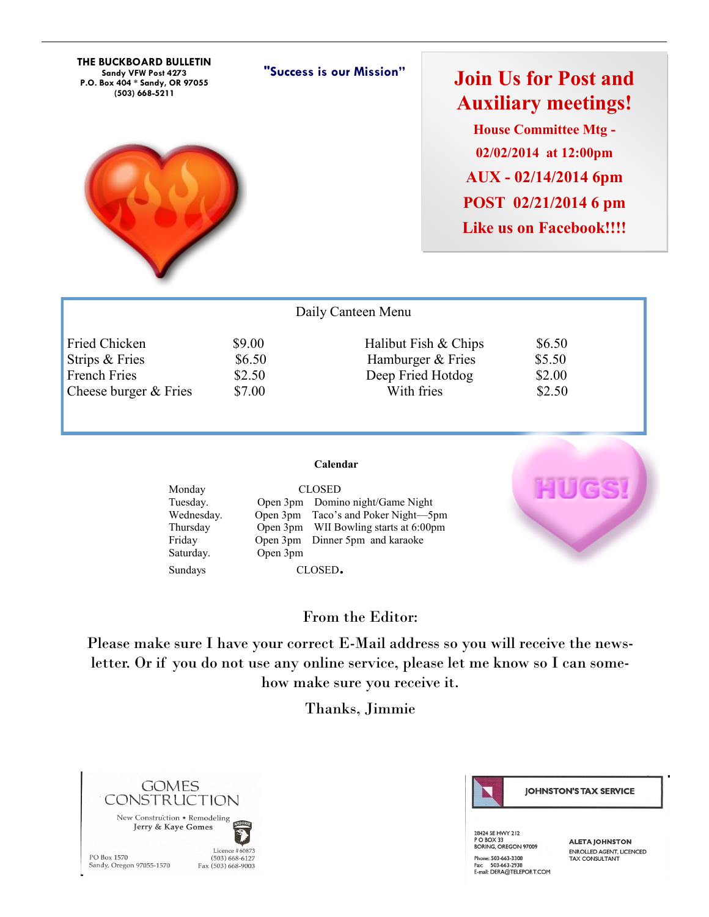**THE BUCKBOARD BULLETIN**
**Sandy VFW Post 4273**
**P.O. Box 404 * Sandy, OR 97055**
**(503) 668-5211**

**"Success is our Mission"**

## Join Us for Post and Auxiliary meetings!

**House Committee Mtg - 02/02/2014 at 12:00pm**

**AUX - 02/14/2014 6pm**

**POST 02/21/2014 6 pm**

**Like us on Facebook!!!!**

Daily Canteen Menu

| | | | |
|---|---|---|---|
| Fried Chicken | $9.00 | Halibut Fish & Chips | $6.50 |
| Strips & Fries | $6.50 | Hamburger & Fries | $5.50 |
| French Fries | $2.50 | Deep Fried Hotdog | $2.00 |
| Cheese burger & Fries | $7.00 | With fries | $2.50 |

**Calendar**

| | | |
|---|---|---|
| Monday | CLOSED | |
| Tuesday. | Open 3pm | Domino night/Game Night |
| Wednesday. | Open 3pm | Taco's and Poker Night—5pm |
| Thursday | Open 3pm | WII Bowling starts at 6:00pm |
| Friday | Open 3pm | Dinner 5pm and karaoke |
| Saturday. | Open 3pm | |
| Sundays | CLOSED. | |

HUGS!

From the Editor:

Please make sure I have your correct E-Mail address so you will receive the newsletter. Or if you do not use any online service, please let me know so I can somehow make sure you receive it.

Thanks, Jimmie

GOMES CONSTRUCTION
New Construction • Remodeling
Jerry & Kaye Gomes
AIRBORNE
Licence #60873
PO Box 1570
Sandy, Oregon 97055-1570
(503) 668-6127
Fax (503) 668-9003

JOHNSTON'S TAX SERVICE
28424 SE HWY 212
P O BOX 33
BORING, OREGON 97009
Phone: 503-663-3308
Fax: 503-663-2938
E-mail: DERA@TELEPORT.COM
ALETA JOHNSTON
ENROLLED AGENT, LICENCED TAX CONSULTANT